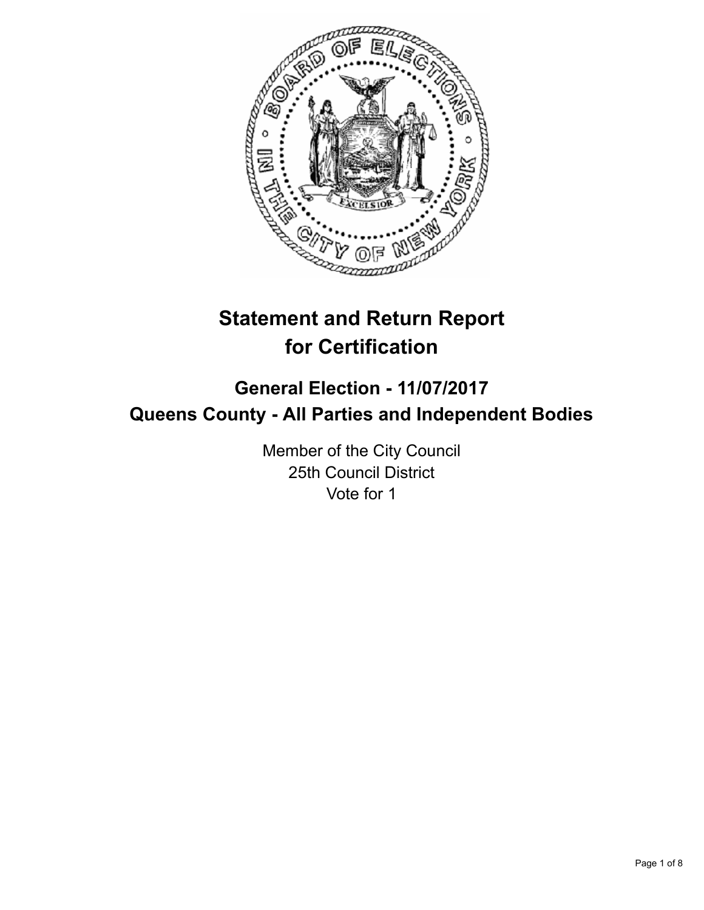# Statement and Return Report for Certification

## General Election - 11/07/2017
## Queens County - All Parties and Independent Bodies

Member of the City Council
25th Council District
Vote for 1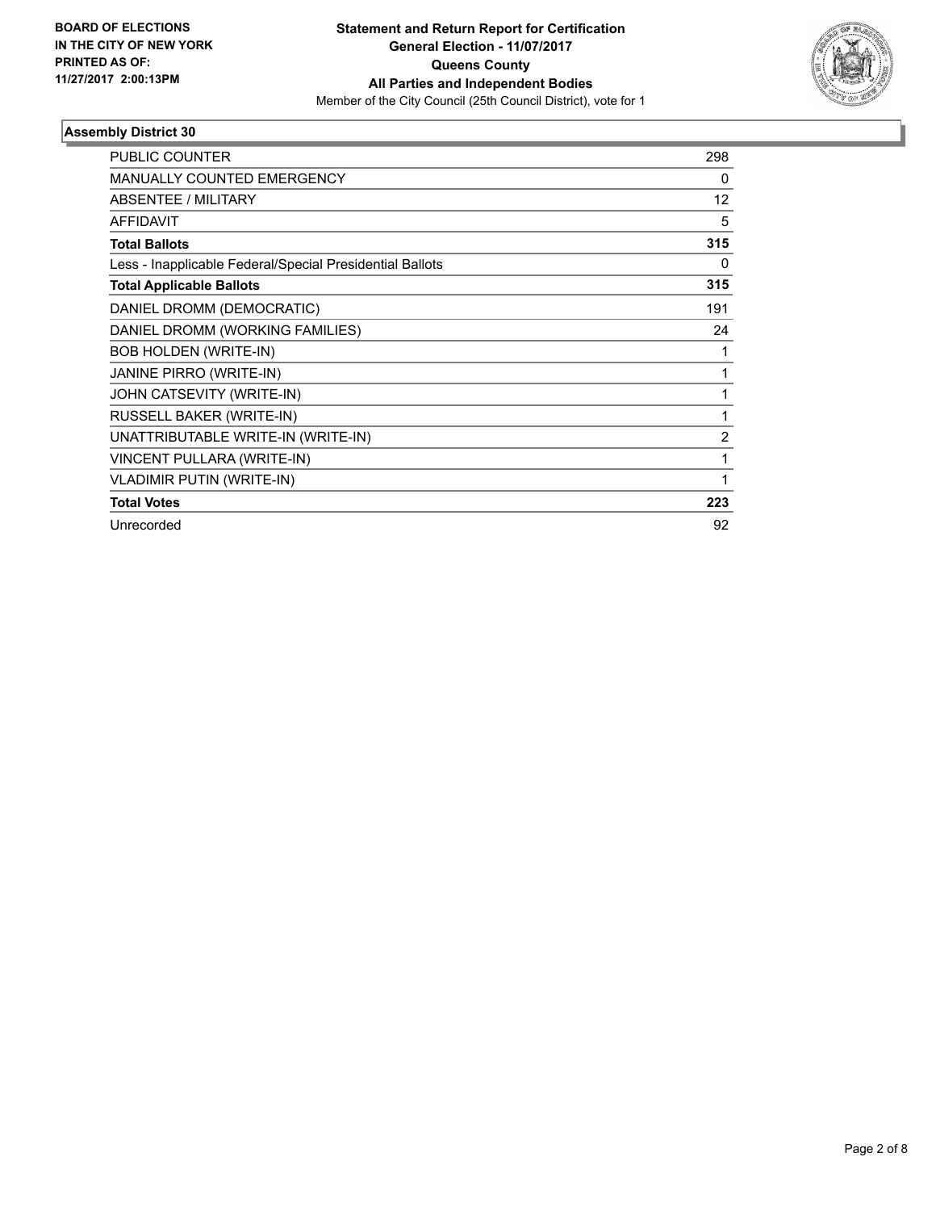**BOARD OF ELECTIONS IN THE CITY OF NEW YORK PRINTED AS OF: 11/27/2017 2:00:13PM**

**Statement and Return Report for Certification**
**General Election - 11/07/2017**
**Queens County**
**All Parties and Independent Bodies**
Member of the City Council (25th Council District), vote for 1

### Assembly District 30

| | |
|---|---|
| PUBLIC COUNTER | 298 |
| MANUALLY COUNTED EMERGENCY | 0 |
| ABSENTEE / MILITARY | 12 |
| AFFIDAVIT | 5 |
| **Total Ballots** | **315** |
| Less - Inapplicable Federal/Special Presidential Ballots | 0 |
| **Total Applicable Ballots** | **315** |
| DANIEL DROMM (DEMOCRATIC) | 191 |
| DANIEL DROMM (WORKING FAMILIES) | 24 |
| BOB HOLDEN (WRITE-IN) | 1 |
| JANINE PIRRO (WRITE-IN) | 1 |
| JOHN CATSEVITY (WRITE-IN) | 1 |
| RUSSELL BAKER (WRITE-IN) | 1 |
| UNATTRIBUTABLE WRITE-IN (WRITE-IN) | 2 |
| VINCENT PULLARA (WRITE-IN) | 1 |
| VLADIMIR PUTIN (WRITE-IN) | 1 |
| **Total Votes** | **223** |
| Unrecorded | 92 |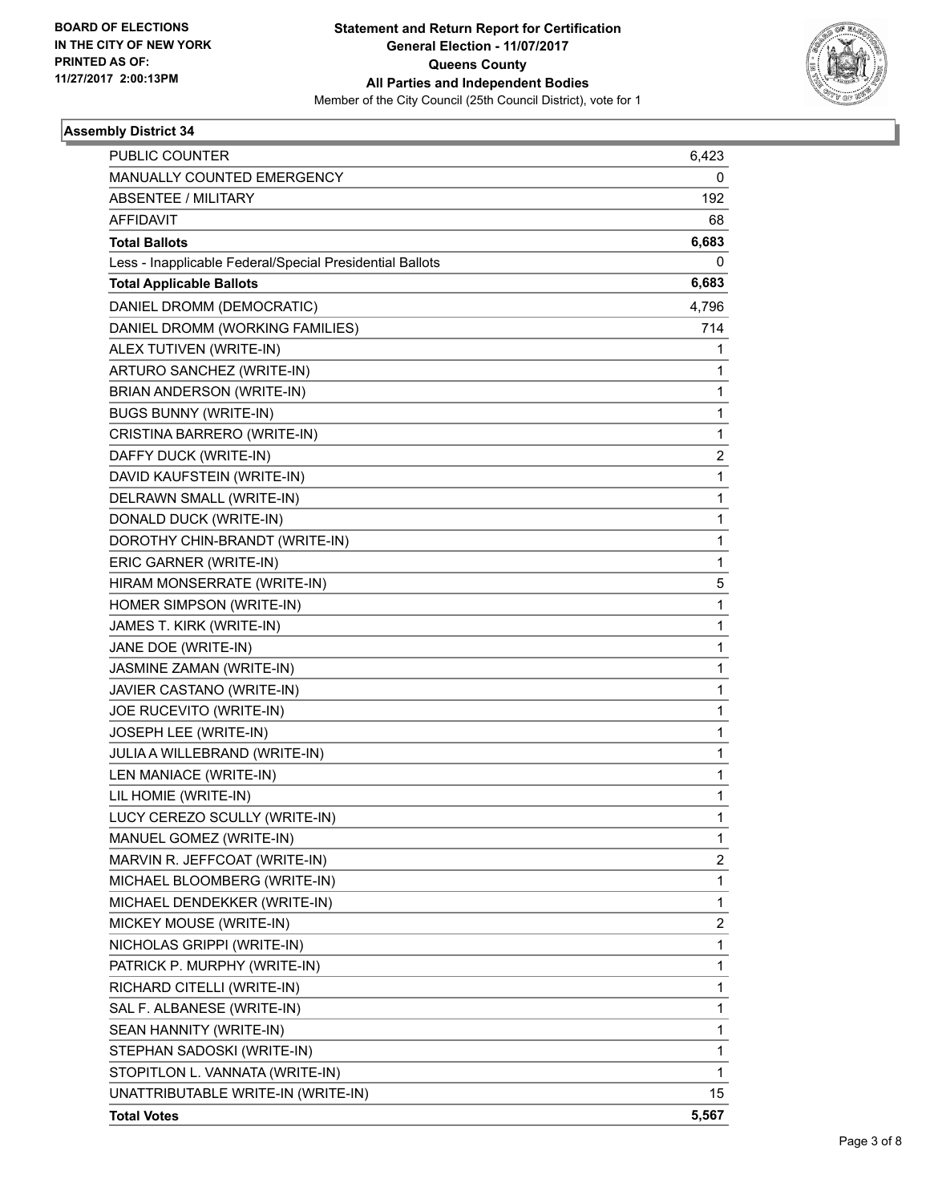BOARD OF ELECTIONS
IN THE CITY OF NEW YORK
PRINTED AS OF:
11/27/2017 2:00:13PM

**Statement and Return Report for Certification**
**General Election - 11/07/2017**
**Queens County**
**All Parties and Independent Bodies**
Member of the City Council (25th Council District), vote for 1

### Assembly District 34

| | |
|---|---|
| PUBLIC COUNTER | 6,423 |
| MANUALLY COUNTED EMERGENCY | 0 |
| ABSENTEE / MILITARY | 192 |
| AFFIDAVIT | 68 |
| **Total Ballots** | **6,683** |
| Less - Inapplicable Federal/Special Presidential Ballots | 0 |
| **Total Applicable Ballots** | **6,683** |
| DANIEL DROMM (DEMOCRATIC) | 4,796 |
| DANIEL DROMM (WORKING FAMILIES) | 714 |
| ALEX TUTIVEN (WRITE-IN) | 1 |
| ARTURO SANCHEZ (WRITE-IN) | 1 |
| BRIAN ANDERSON (WRITE-IN) | 1 |
| BUGS BUNNY (WRITE-IN) | 1 |
| CRISTINA BARRERO (WRITE-IN) | 1 |
| DAFFY DUCK (WRITE-IN) | 2 |
| DAVID KAUFSTEIN (WRITE-IN) | 1 |
| DELRAWN SMALL (WRITE-IN) | 1 |
| DONALD DUCK (WRITE-IN) | 1 |
| DOROTHY CHIN-BRANDT (WRITE-IN) | 1 |
| ERIC GARNER (WRITE-IN) | 1 |
| HIRAM MONSERRATE (WRITE-IN) | 5 |
| HOMER SIMPSON (WRITE-IN) | 1 |
| JAMES T. KIRK (WRITE-IN) | 1 |
| JANE DOE (WRITE-IN) | 1 |
| JASMINE ZAMAN (WRITE-IN) | 1 |
| JAVIER CASTANO (WRITE-IN) | 1 |
| JOE RUCEVITO (WRITE-IN) | 1 |
| JOSEPH LEE (WRITE-IN) | 1 |
| JULIA A WILLEBRAND (WRITE-IN) | 1 |
| LEN MANIACE (WRITE-IN) | 1 |
| LIL HOMIE (WRITE-IN) | 1 |
| LUCY CEREZO SCULLY (WRITE-IN) | 1 |
| MANUEL GOMEZ (WRITE-IN) | 1 |
| MARVIN R. JEFFCOAT (WRITE-IN) | 2 |
| MICHAEL BLOOMBERG (WRITE-IN) | 1 |
| MICHAEL DENDEKKER (WRITE-IN) | 1 |
| MICKEY MOUSE (WRITE-IN) | 2 |
| NICHOLAS GRIPPI (WRITE-IN) | 1 |
| PATRICK P. MURPHY (WRITE-IN) | 1 |
| RICHARD CITELLI (WRITE-IN) | 1 |
| SAL F. ALBANESE (WRITE-IN) | 1 |
| SEAN HANNITY (WRITE-IN) | 1 |
| STEPHAN SADOSKI (WRITE-IN) | 1 |
| STOPITLON L. VANNATA (WRITE-IN) | 1 |
| UNATTRIBUTABLE WRITE-IN (WRITE-IN) | 15 |
| **Total Votes** | **5,567** |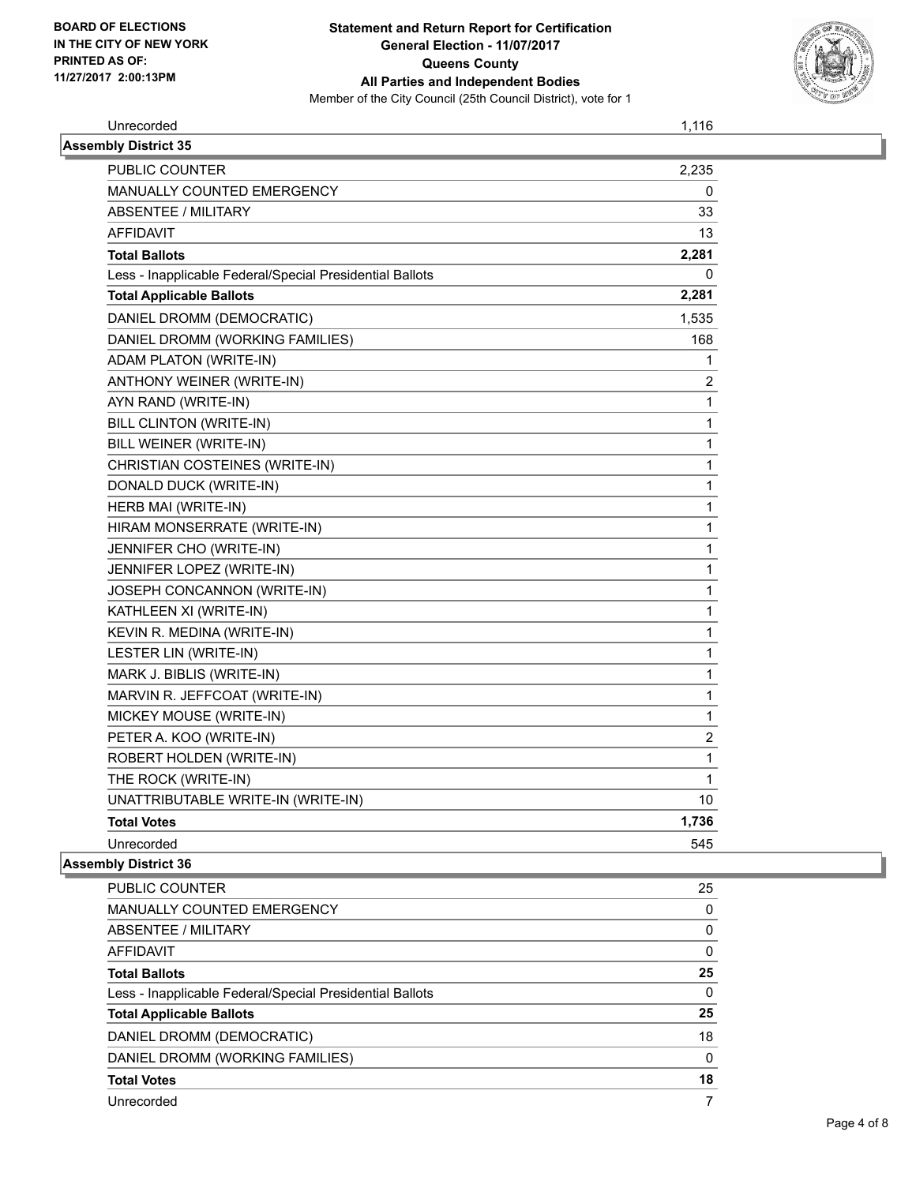| | |
|---|---|
| Unrecorded | 1,116 |

**Assembly District 35**

| | |
|---|---|
| PUBLIC COUNTER | 2,235 |
| MANUALLY COUNTED EMERGENCY | 0 |
| ABSENTEE / MILITARY | 33 |
| AFFIDAVIT | 13 |
| **Total Ballots** | **2,281** |
| Less - Inapplicable Federal/Special Presidential Ballots | 0 |
| **Total Applicable Ballots** | **2,281** |
| DANIEL DROMM (DEMOCRATIC) | 1,535 |
| DANIEL DROMM (WORKING FAMILIES) | 168 |
| ADAM PLATON (WRITE-IN) | 1 |
| ANTHONY WEINER (WRITE-IN) | 2 |
| AYN RAND (WRITE-IN) | 1 |
| BILL CLINTON (WRITE-IN) | 1 |
| BILL WEINER (WRITE-IN) | 1 |
| CHRISTIAN COSTEINES (WRITE-IN) | 1 |
| DONALD DUCK (WRITE-IN) | 1 |
| HERB MAI (WRITE-IN) | 1 |
| HIRAM MONSERRATE (WRITE-IN) | 1 |
| JENNIFER CHO (WRITE-IN) | 1 |
| JENNIFER LOPEZ (WRITE-IN) | 1 |
| JOSEPH CONCANNON (WRITE-IN) | 1 |
| KATHLEEN XI (WRITE-IN) | 1 |
| KEVIN R. MEDINA (WRITE-IN) | 1 |
| LESTER LIN (WRITE-IN) | 1 |
| MARK J. BIBLIS (WRITE-IN) | 1 |
| MARVIN R. JEFFCOAT (WRITE-IN) | 1 |
| MICKEY MOUSE (WRITE-IN) | 1 |
| PETER A. KOO (WRITE-IN) | 2 |
| ROBERT HOLDEN (WRITE-IN) | 1 |
| THE ROCK (WRITE-IN) | 1 |
| UNATTRIBUTABLE WRITE-IN (WRITE-IN) | 10 |
| **Total Votes** | **1,736** |
| Unrecorded | 545 |

**Assembly District 36**

| | |
|---|---|
| PUBLIC COUNTER | 25 |
| MANUALLY COUNTED EMERGENCY | 0 |
| ABSENTEE / MILITARY | 0 |
| AFFIDAVIT | 0 |
| **Total Ballots** | **25** |
| Less - Inapplicable Federal/Special Presidential Ballots | 0 |
| **Total Applicable Ballots** | **25** |
| DANIEL DROMM (DEMOCRATIC) | 18 |
| DANIEL DROMM (WORKING FAMILIES) | 0 |
| **Total Votes** | **18** |
| Unrecorded | 7 |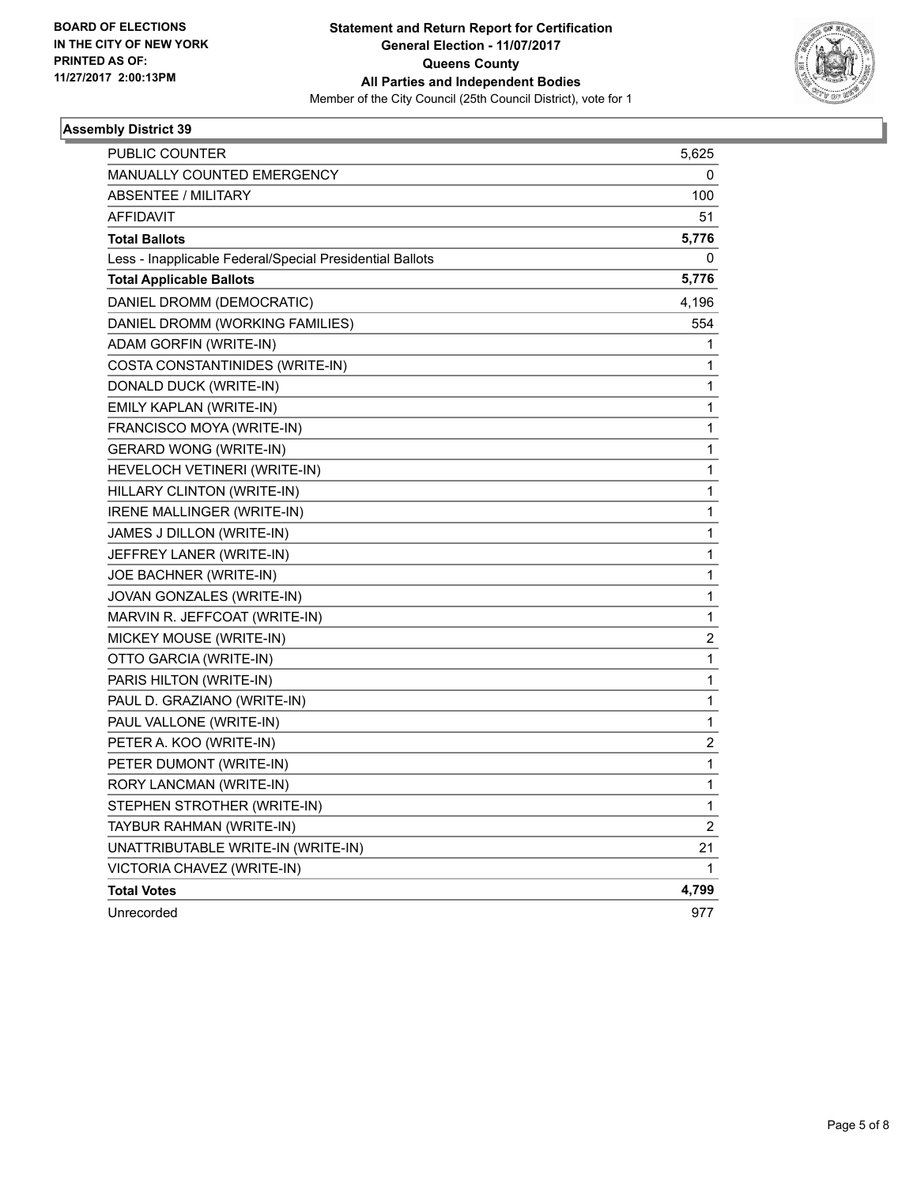BOARD OF ELECTIONS
IN THE CITY OF NEW YORK
PRINTED AS OF:
11/27/2017 2:00:13PM

**Statement and Return Report for Certification**
**General Election - 11/07/2017**
**Queens County**
**All Parties and Independent Bodies**
Member of the City Council (25th Council District), vote for 1

### Assembly District 39

| | |
|---|---|
| PUBLIC COUNTER | 5,625 |
| MANUALLY COUNTED EMERGENCY | 0 |
| ABSENTEE / MILITARY | 100 |
| AFFIDAVIT | 51 |
| **Total Ballots** | **5,776** |
| Less - Inapplicable Federal/Special Presidential Ballots | 0 |
| **Total Applicable Ballots** | **5,776** |
| DANIEL DROMM (DEMOCRATIC) | 4,196 |
| DANIEL DROMM (WORKING FAMILIES) | 554 |
| ADAM GORFIN (WRITE-IN) | 1 |
| COSTA CONSTANTINIDES (WRITE-IN) | 1 |
| DONALD DUCK (WRITE-IN) | 1 |
| EMILY KAPLAN (WRITE-IN) | 1 |
| FRANCISCO MOYA (WRITE-IN) | 1 |
| GERARD WONG (WRITE-IN) | 1 |
| HEVELOCH VETINERI (WRITE-IN) | 1 |
| HILLARY CLINTON (WRITE-IN) | 1 |
| IRENE MALLINGER (WRITE-IN) | 1 |
| JAMES J DILLON (WRITE-IN) | 1 |
| JEFFREY LANER (WRITE-IN) | 1 |
| JOE BACHNER (WRITE-IN) | 1 |
| JOVAN GONZALES (WRITE-IN) | 1 |
| MARVIN R. JEFFCOAT (WRITE-IN) | 1 |
| MICKEY MOUSE (WRITE-IN) | 2 |
| OTTO GARCIA (WRITE-IN) | 1 |
| PARIS HILTON (WRITE-IN) | 1 |
| PAUL D. GRAZIANO (WRITE-IN) | 1 |
| PAUL VALLONE (WRITE-IN) | 1 |
| PETER A. KOO (WRITE-IN) | 2 |
| PETER DUMONT (WRITE-IN) | 1 |
| RORY LANCMAN (WRITE-IN) | 1 |
| STEPHEN STROTHER (WRITE-IN) | 1 |
| TAYBUR RAHMAN (WRITE-IN) | 2 |
| UNATTRIBUTABLE WRITE-IN (WRITE-IN) | 21 |
| VICTORIA CHAVEZ (WRITE-IN) | 1 |
| **Total Votes** | **4,799** |
| Unrecorded | 977 |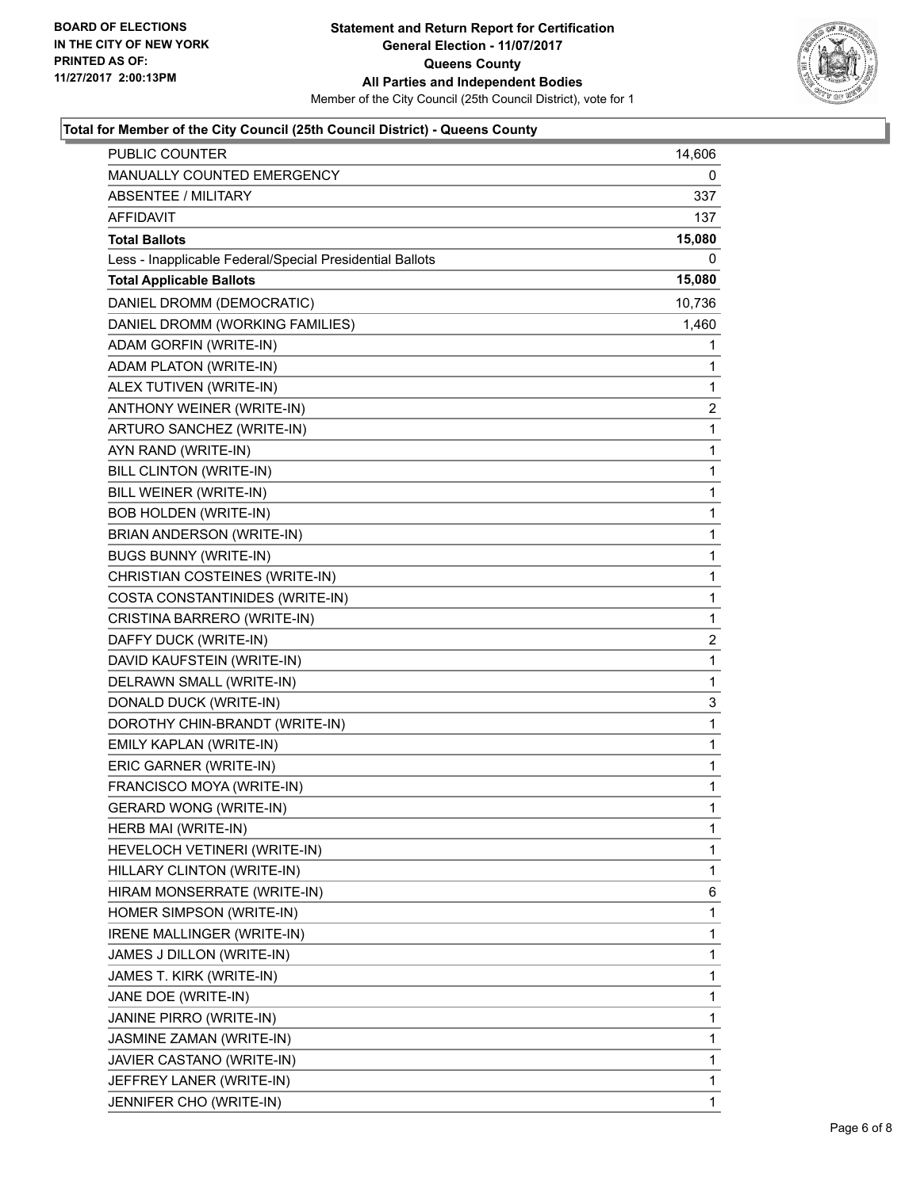**BOARD OF ELECTIONS IN THE CITY OF NEW YORK PRINTED AS OF: 11/27/2017 2:00:13PM**

**Statement and Return Report for Certification**
**General Election - 11/07/2017**
**Queens County**
**All Parties and Independent Bodies**
Member of the City Council (25th Council District), vote for 1

### Total for Member of the City Council (25th Council District) - Queens County

| | |
|---|---|
| PUBLIC COUNTER | 14,606 |
| MANUALLY COUNTED EMERGENCY | 0 |
| ABSENTEE / MILITARY | 337 |
| AFFIDAVIT | 137 |
| **Total Ballots** | **15,080** |
| Less - Inapplicable Federal/Special Presidential Ballots | 0 |
| **Total Applicable Ballots** | **15,080** |
| DANIEL DROMM (DEMOCRATIC) | 10,736 |
| DANIEL DROMM (WORKING FAMILIES) | 1,460 |
| ADAM GORFIN (WRITE-IN) | 1 |
| ADAM PLATON (WRITE-IN) | 1 |
| ALEX TUTIVEN (WRITE-IN) | 1 |
| ANTHONY WEINER (WRITE-IN) | 2 |
| ARTURO SANCHEZ (WRITE-IN) | 1 |
| AYN RAND (WRITE-IN) | 1 |
| BILL CLINTON (WRITE-IN) | 1 |
| BILL WEINER (WRITE-IN) | 1 |
| BOB HOLDEN (WRITE-IN) | 1 |
| BRIAN ANDERSON (WRITE-IN) | 1 |
| BUGS BUNNY (WRITE-IN) | 1 |
| CHRISTIAN COSTEINES (WRITE-IN) | 1 |
| COSTA CONSTANTINIDES (WRITE-IN) | 1 |
| CRISTINA BARRERO (WRITE-IN) | 1 |
| DAFFY DUCK (WRITE-IN) | 2 |
| DAVID KAUFSTEIN (WRITE-IN) | 1 |
| DELRAWN SMALL (WRITE-IN) | 1 |
| DONALD DUCK (WRITE-IN) | 3 |
| DOROTHY CHIN-BRANDT (WRITE-IN) | 1 |
| EMILY KAPLAN (WRITE-IN) | 1 |
| ERIC GARNER (WRITE-IN) | 1 |
| FRANCISCO MOYA (WRITE-IN) | 1 |
| GERARD WONG (WRITE-IN) | 1 |
| HERB MAI (WRITE-IN) | 1 |
| HEVELOCH VETINERI (WRITE-IN) | 1 |
| HILLARY CLINTON (WRITE-IN) | 1 |
| HIRAM MONSERRATE (WRITE-IN) | 6 |
| HOMER SIMPSON (WRITE-IN) | 1 |
| IRENE MALLINGER (WRITE-IN) | 1 |
| JAMES J DILLON (WRITE-IN) | 1 |
| JAMES T. KIRK (WRITE-IN) | 1 |
| JANE DOE (WRITE-IN) | 1 |
| JANINE PIRRO (WRITE-IN) | 1 |
| JASMINE ZAMAN (WRITE-IN) | 1 |
| JAVIER CASTANO (WRITE-IN) | 1 |
| JEFFREY LANER (WRITE-IN) | 1 |
| JENNIFER CHO (WRITE-IN) | 1 |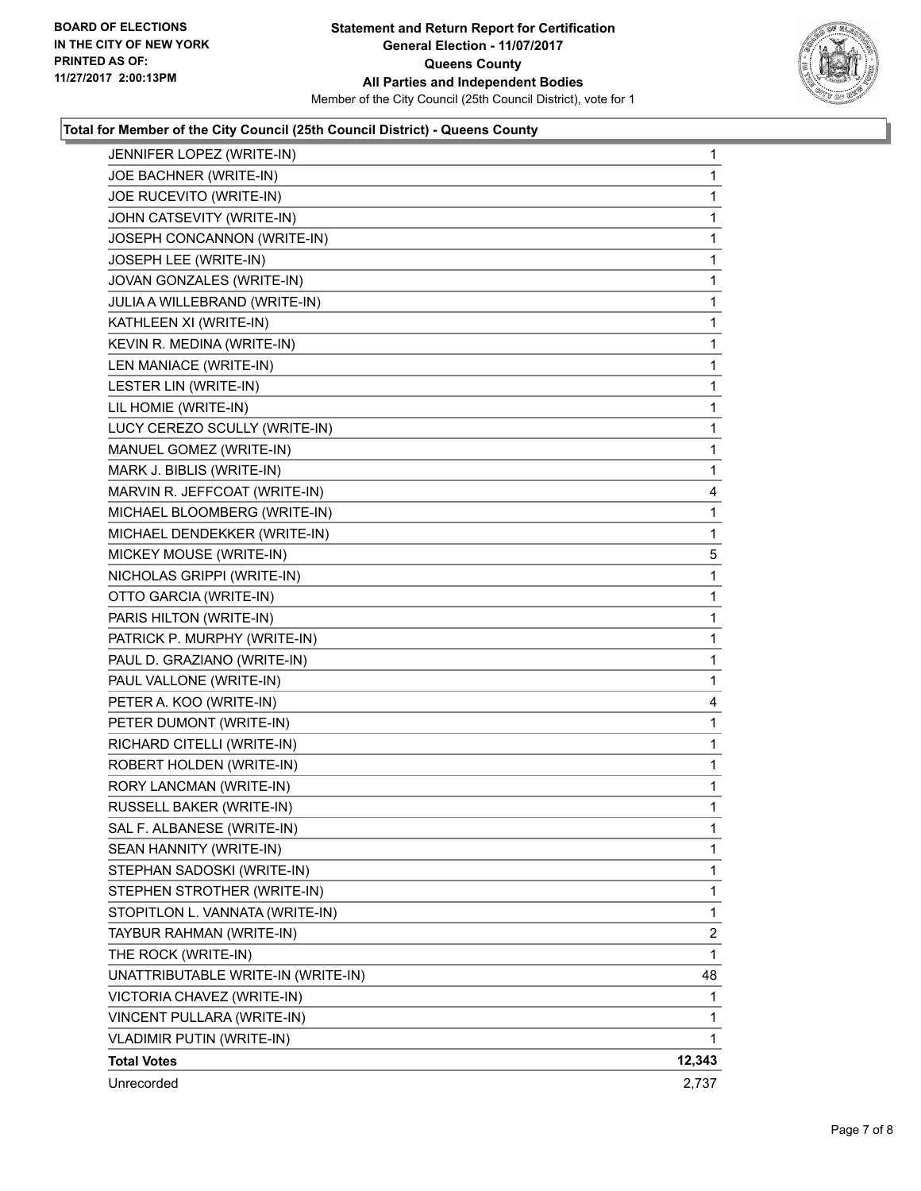**BOARD OF ELECTIONS**
**IN THE CITY OF NEW YORK**
**PRINTED AS OF:**
**11/27/2017 2:00:13PM**

**Statement and Return Report for Certification**
**General Election - 11/07/2017**
**Queens County**
**All Parties and Independent Bodies**
Member of the City Council (25th Council District), vote for 1

**Total for Member of the City Council (25th Council District) - Queens County**

| | |
|---|---|
| JENNIFER LOPEZ (WRITE-IN) | 1 |
| JOE BACHNER (WRITE-IN) | 1 |
| JOE RUCEVITO (WRITE-IN) | 1 |
| JOHN CATSEVITY (WRITE-IN) | 1 |
| JOSEPH CONCANNON (WRITE-IN) | 1 |
| JOSEPH LEE (WRITE-IN) | 1 |
| JOVAN GONZALES (WRITE-IN) | 1 |
| JULIA A WILLEBRAND (WRITE-IN) | 1 |
| KATHLEEN XI (WRITE-IN) | 1 |
| KEVIN R. MEDINA (WRITE-IN) | 1 |
| LEN MANIACE (WRITE-IN) | 1 |
| LESTER LIN (WRITE-IN) | 1 |
| LIL HOMIE (WRITE-IN) | 1 |
| LUCY CEREZO SCULLY (WRITE-IN) | 1 |
| MANUEL GOMEZ (WRITE-IN) | 1 |
| MARK J. BIBLIS (WRITE-IN) | 1 |
| MARVIN R. JEFFCOAT (WRITE-IN) | 4 |
| MICHAEL BLOOMBERG (WRITE-IN) | 1 |
| MICHAEL DENDEKKER (WRITE-IN) | 1 |
| MICKEY MOUSE (WRITE-IN) | 5 |
| NICHOLAS GRIPPI (WRITE-IN) | 1 |
| OTTO GARCIA (WRITE-IN) | 1 |
| PARIS HILTON (WRITE-IN) | 1 |
| PATRICK P. MURPHY (WRITE-IN) | 1 |
| PAUL D. GRAZIANO (WRITE-IN) | 1 |
| PAUL VALLONE (WRITE-IN) | 1 |
| PETER A. KOO (WRITE-IN) | 4 |
| PETER DUMONT (WRITE-IN) | 1 |
| RICHARD CITELLI (WRITE-IN) | 1 |
| ROBERT HOLDEN (WRITE-IN) | 1 |
| RORY LANCMAN (WRITE-IN) | 1 |
| RUSSELL BAKER (WRITE-IN) | 1 |
| SAL F. ALBANESE (WRITE-IN) | 1 |
| SEAN HANNITY (WRITE-IN) | 1 |
| STEPHAN SADOSKI (WRITE-IN) | 1 |
| STEPHEN STROTHER (WRITE-IN) | 1 |
| STOPITLON L. VANNATA (WRITE-IN) | 1 |
| TAYBUR RAHMAN (WRITE-IN) | 2 |
| THE ROCK (WRITE-IN) | 1 |
| UNATTRIBUTABLE WRITE-IN (WRITE-IN) | 48 |
| VICTORIA CHAVEZ (WRITE-IN) | 1 |
| VINCENT PULLARA (WRITE-IN) | 1 |
| VLADIMIR PUTIN (WRITE-IN) | 1 |
| **Total Votes** | **12,343** |
| Unrecorded | 2,737 |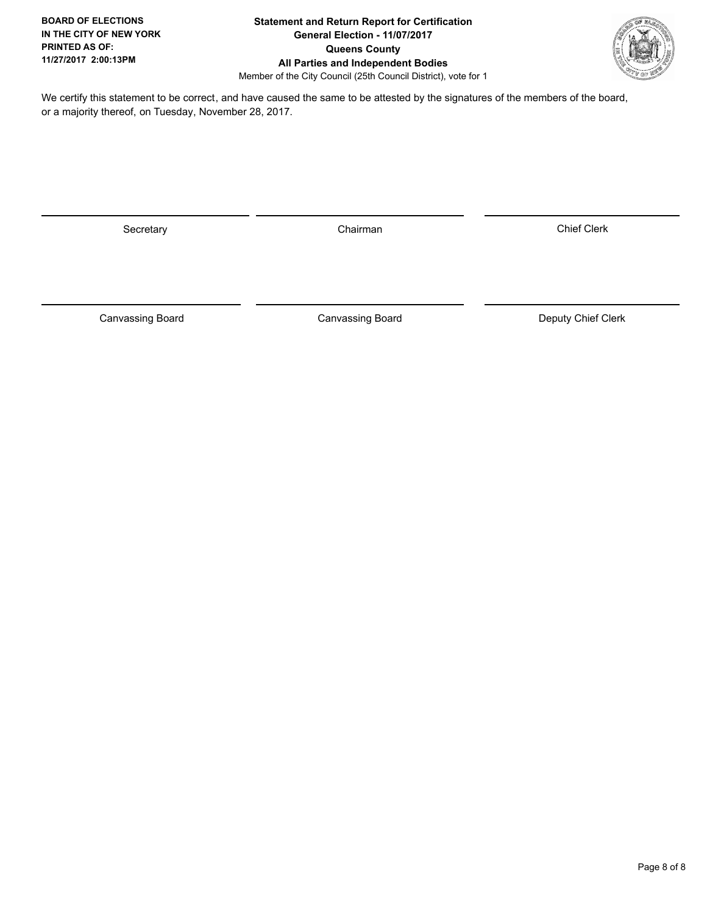**BOARD OF ELECTIONS**
**IN THE CITY OF NEW YORK**
**PRINTED AS OF:**
**11/27/2017 2:00:13PM**

**Statement and Return Report for Certification**
**General Election - 11/07/2017**
**Queens County**
**All Parties and Independent Bodies**
Member of the City Council (25th Council District), vote for 1

We certify this statement to be correct, and have caused the same to be attested by the signatures of the members of the board, or a majority thereof, on Tuesday, November 28, 2017.

| | | |
|---|---|---|
| Secretary | Chairman | Chief Clerk |
| Canvassing Board | Canvassing Board | Deputy Chief Clerk |